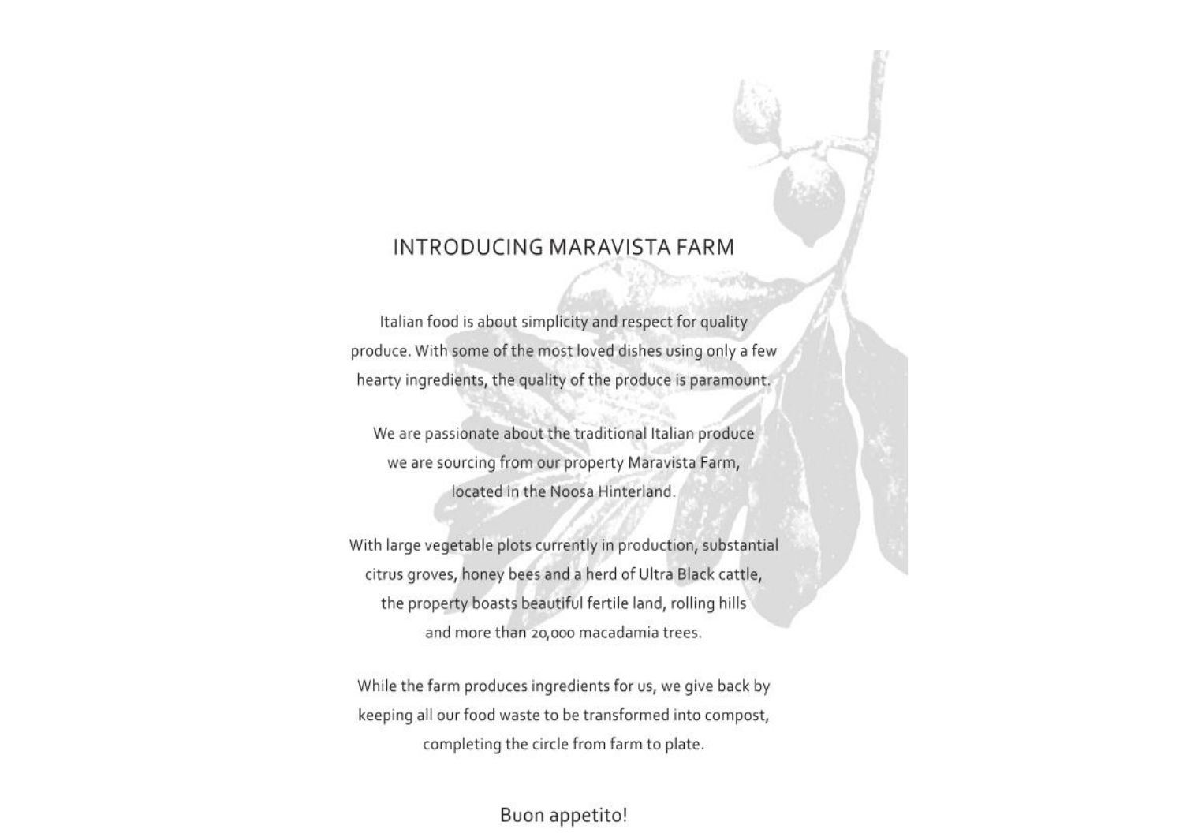# INTRODUCING MARAVISTA FARM

Italian food is about simplicity and respect for quality produce. With some of the most loved dishes using only a few hearty ingredients, the quality of the produce is paramount.

We are passionate about the traditional Italian produce we are sourcing from our property Maravista Farm, located in the Noosa Hinterland.

With large vegetable plots currently in production, substantial citrus groves, honey bees and a herd of Ultra Black cattle, the property boasts beautiful fertile land, rolling hills and more than 20,000 macadamia trees.

While the farm produces ingredients for us, we give back by keeping all our food waste to be transformed into compost, completing the circle from farm to plate.

Buon appetito!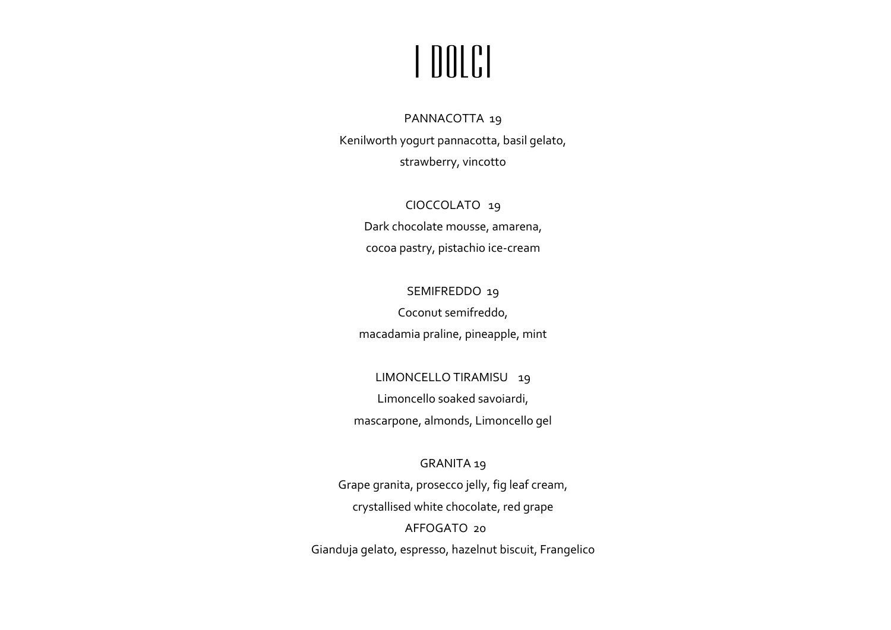# I DOLCI

PANNACOTTA 19

Kenilworth yogurt pannacotta, basil gelato,
strawberry, vincotto

CIOCCOLATO 19

Dark chocolate mousse, amarena,
cocoa pastry, pistachio ice-cream

SEMIFREDDO 19

Coconut semifreddo,
macadamia praline, pineapple, mint

LIMONCELLO TIRAMISU 19

Limoncello soaked savoiardi,
mascarpone, almonds, Limoncello gel

GRANITA 19

Grape granita, prosecco jelly, fig leaf cream,
crystallised white chocolate, red grape

AFFOGATO 20

Gianduja gelato, espresso, hazelnut biscuit, Frangelico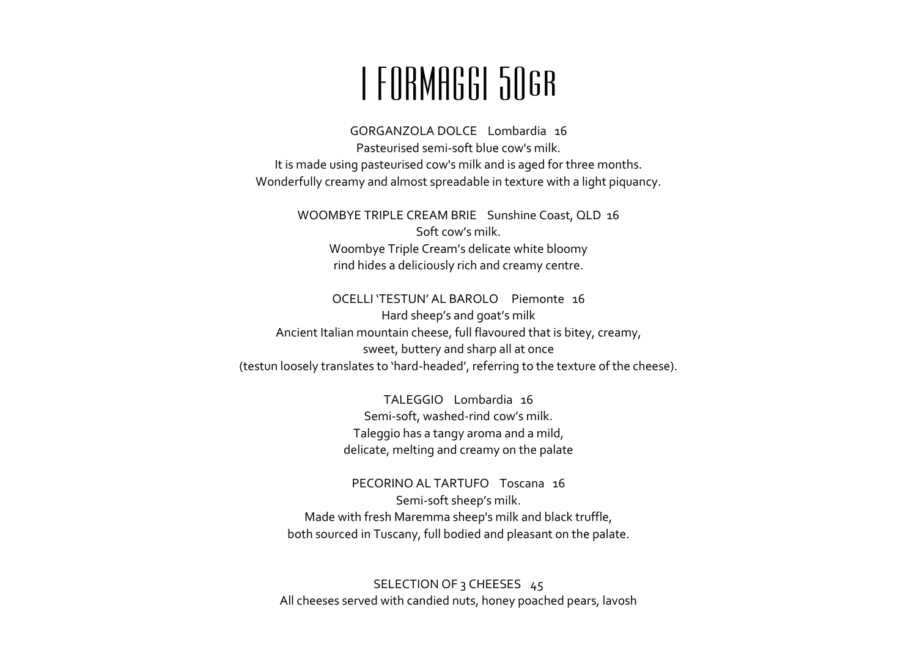# I FORMAGGI 50GR

GORGANZOLA DOLCE Lombardia 16
Pasteurised semi-soft blue cow's milk.
It is made using pasteurised cow's milk and is aged for three months.
Wonderfully creamy and almost spreadable in texture with a light piquancy.

WOOMBYE TRIPLE CREAM BRIE Sunshine Coast, QLD 16
Soft cow's milk.
Woombye Triple Cream's delicate white bloomy
rind hides a deliciously rich and creamy centre.

OCELLI 'TESTUN' AL BAROLO Piemonte 16
Hard sheep's and goat's milk
Ancient Italian mountain cheese, full flavoured that is bitey, creamy,
sweet, buttery and sharp all at once
(testun loosely translates to 'hard-headed', referring to the texture of the cheese).

TALEGGIO Lombardia 16
Semi-soft, washed-rind cow's milk.
Taleggio has a tangy aroma and a mild,
delicate, melting and creamy on the palate

PECORINO AL TARTUFO Toscana 16
Semi-soft sheep's milk.
Made with fresh Maremma sheep's milk and black truffle,
both sourced in Tuscany, full bodied and pleasant on the palate.

SELECTION OF 3 CHEESES 45
All cheeses served with candied nuts, honey poached pears, lavosh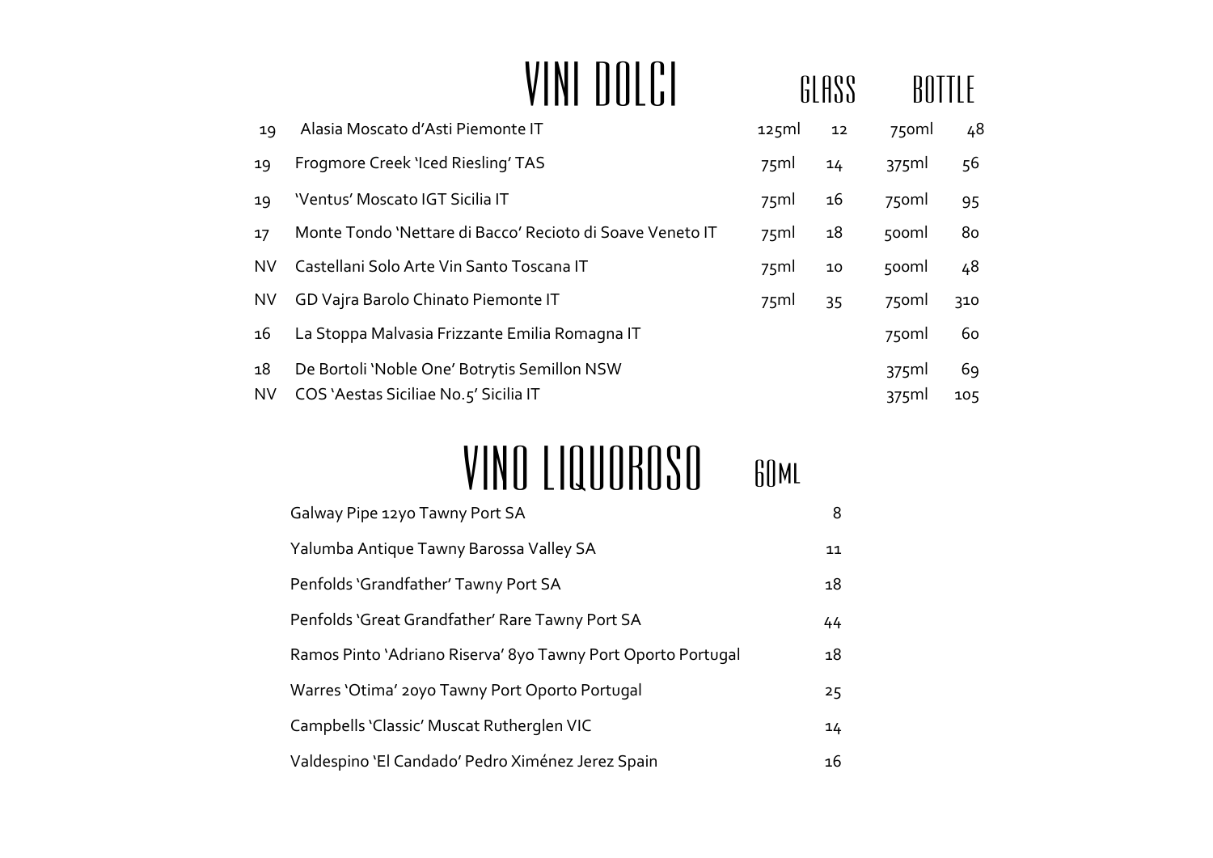# VINI DOLCI

| | | GLASS | | BOTTLE | |
|---|---|---|---|---|---|
| 19 | Alasia Moscato d'Asti Piemonte IT | 125ml | 12 | 750ml | 48 |
| 19 | Frogmore Creek 'Iced Riesling' TAS | 75ml | 14 | 375ml | 56 |
| 19 | 'Ventus' Moscato IGT Sicilia IT | 75ml | 16 | 750ml | 95 |
| 17 | Monte Tondo 'Nettare di Bacco' Recioto di Soave Veneto IT | 75ml | 18 | 500ml | 80 |
| NV | Castellani Solo Arte Vin Santo Toscana IT | 75ml | 10 | 500ml | 48 |
| NV | GD Vajra Barolo Chinato Piemonte IT | 75ml | 35 | 750ml | 310 |
| 16 | La Stoppa Malvasia Frizzante Emilia Romagna IT | | | 750ml | 60 |
| 18 | De Bortoli 'Noble One' Botrytis Semillon NSW | | | 375ml | 69 |
| NV | COS 'Aestas Siciliae No.5' Sicilia IT | | | 375ml | 105 |

# VINO LIQUOROSO 60ML

| | |
|---|---|
| Galway Pipe 12yo Tawny Port SA | 8 |
| Yalumba Antique Tawny Barossa Valley SA | 11 |
| Penfolds 'Grandfather' Tawny Port SA | 18 |
| Penfolds 'Great Grandfather' Rare Tawny Port SA | 44 |
| Ramos Pinto 'Adriano Riserva' 8yo Tawny Port Oporto Portugal | 18 |
| Warres 'Otima' 20yo Tawny Port Oporto Portugal | 25 |
| Campbells 'Classic' Muscat Rutherglen VIC | 14 |
| Valdespino 'El Candado' Pedro Ximénez Jerez Spain | 16 |